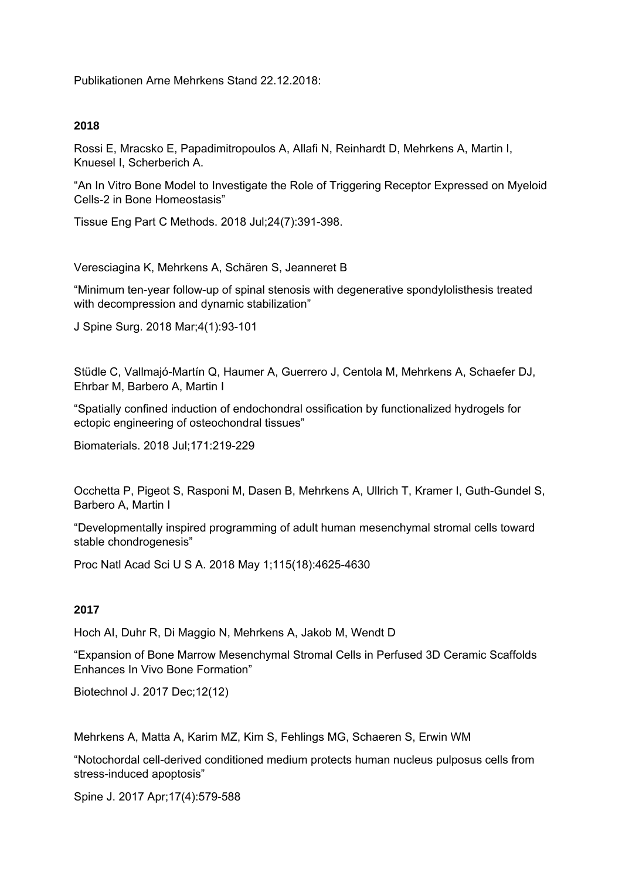Publikationen Arne Mehrkens Stand 22.12.2018:

## 2018

Rossi E, Mracsko E, Papadimitropoulos A, Allafi N, Reinhardt D, Mehrkens A, Martin I, Knuesel I, Scherberich A.

"An In Vitro Bone Model to Investigate the Role of Triggering Receptor Expressed on Myeloid Cells-2 in Bone Homeostasis"

Tissue Eng Part C Methods. 2018 Jul;24(7):391-398.

Veresciagina K, Mehrkens A, Schären S, Jeanneret B

"Minimum ten-year follow-up of spinal stenosis with degenerative spondylolisthesis treated with decompression and dynamic stabilization"

J Spine Surg. 2018 Mar;4(1):93-101

Stüdle C, Vallmajó-Martín Q, Haumer A, Guerrero J, Centola M, Mehrkens A, Schaefer DJ, Ehrbar M, Barbero A, Martin I

"Spatially confined induction of endochondral ossification by functionalized hydrogels for ectopic engineering of osteochondral tissues"

Biomaterials. 2018 Jul;171:219-229

Occhetta P, Pigeot S, Rasponi M, Dasen B, Mehrkens A, Ullrich T, Kramer I, Guth-Gundel S, Barbero A, Martin I

"Developmentally inspired programming of adult human mesenchymal stromal cells toward stable chondrogenesis"

Proc Natl Acad Sci U S A. 2018 May 1;115(18):4625-4630

## 2017

Hoch AI, Duhr R, Di Maggio N, Mehrkens A, Jakob M, Wendt D

"Expansion of Bone Marrow Mesenchymal Stromal Cells in Perfused 3D Ceramic Scaffolds Enhances In Vivo Bone Formation"

Biotechnol J. 2017 Dec;12(12)

Mehrkens A, Matta A, Karim MZ, Kim S, Fehlings MG, Schaeren S, Erwin WM

"Notochordal cell-derived conditioned medium protects human nucleus pulposus cells from stress-induced apoptosis"

Spine J. 2017 Apr;17(4):579-588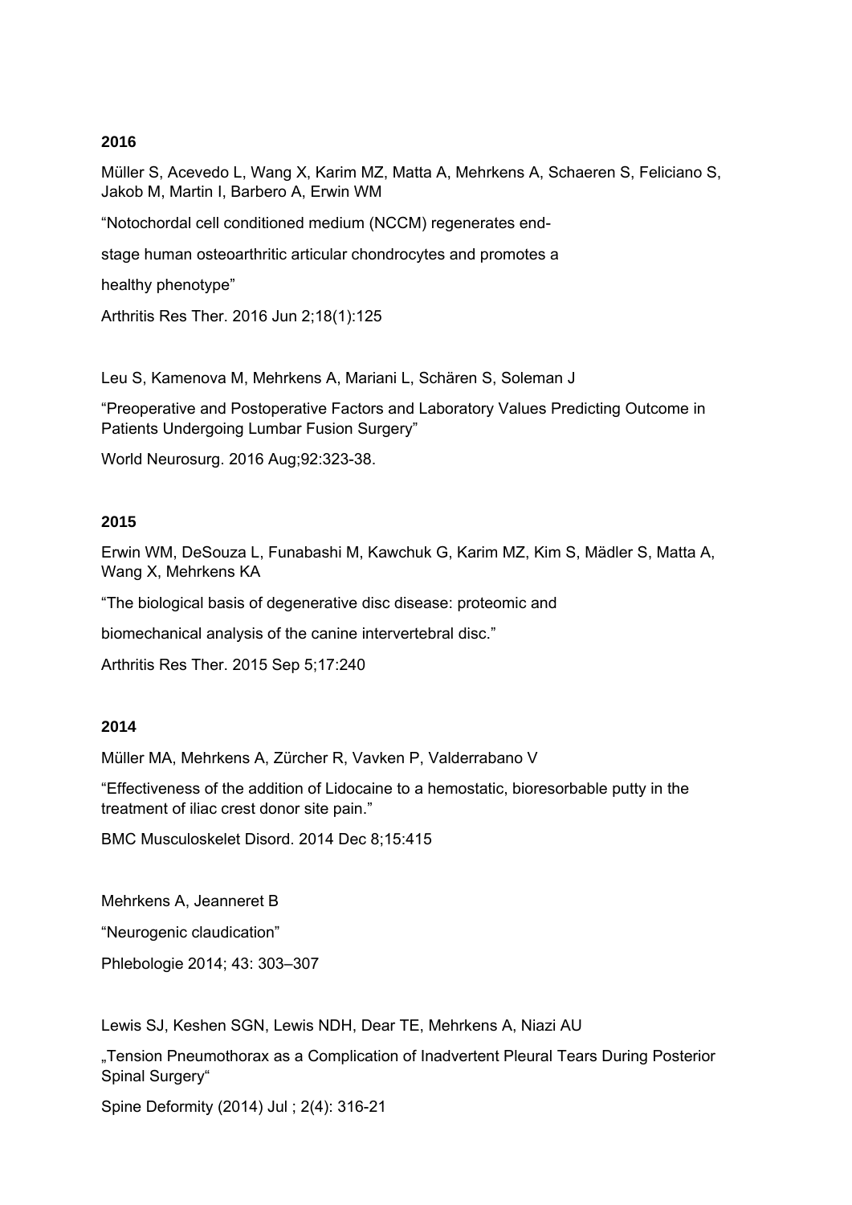**2016**

Müller S, Acevedo L, Wang X, Karim MZ, Matta A, Mehrkens A, Schaeren S, Feliciano S, Jakob M, Martin I, Barbero A, Erwin WM

“Notochordal cell conditioned medium (NCCM) regenerates end-

stage human osteoarthritic articular chondrocytes and promotes a

healthy phenotype”

Arthritis Res Ther. 2016 Jun 2;18(1):125

Leu S, Kamenova M, Mehrkens A, Mariani L, Schären S, Soleman J

“Preoperative and Postoperative Factors and Laboratory Values Predicting Outcome in Patients Undergoing Lumbar Fusion Surgery”

World Neurosurg. 2016 Aug;92:323-38.

**2015**

Erwin WM, DeSouza L, Funabashi M, Kawchuk G, Karim MZ, Kim S, Mädler S, Matta A, Wang X, Mehrkens KA

“The biological basis of degenerative disc disease: proteomic and

biomechanical analysis of the canine intervertebral disc.”

Arthritis Res Ther. 2015 Sep 5;17:240

**2014**

Müller MA, Mehrkens A, Zürcher R, Vavken P, Valderrabano V

“Effectiveness of the addition of Lidocaine to a hemostatic, bioresorbable putty in the treatment of iliac crest donor site pain.”

BMC Musculoskelet Disord. 2014 Dec 8;15:415

Mehrkens A, Jeanneret B

“Neurogenic claudication”

Phlebologie 2014; 43: 303–307

Lewis SJ, Keshen SGN, Lewis NDH, Dear TE, Mehrkens A, Niazi AU

„Tension Pneumothorax as a Complication of Inadvertent Pleural Tears During Posterior Spinal Surgery“

Spine Deformity (2014) Jul ; 2(4): 316-21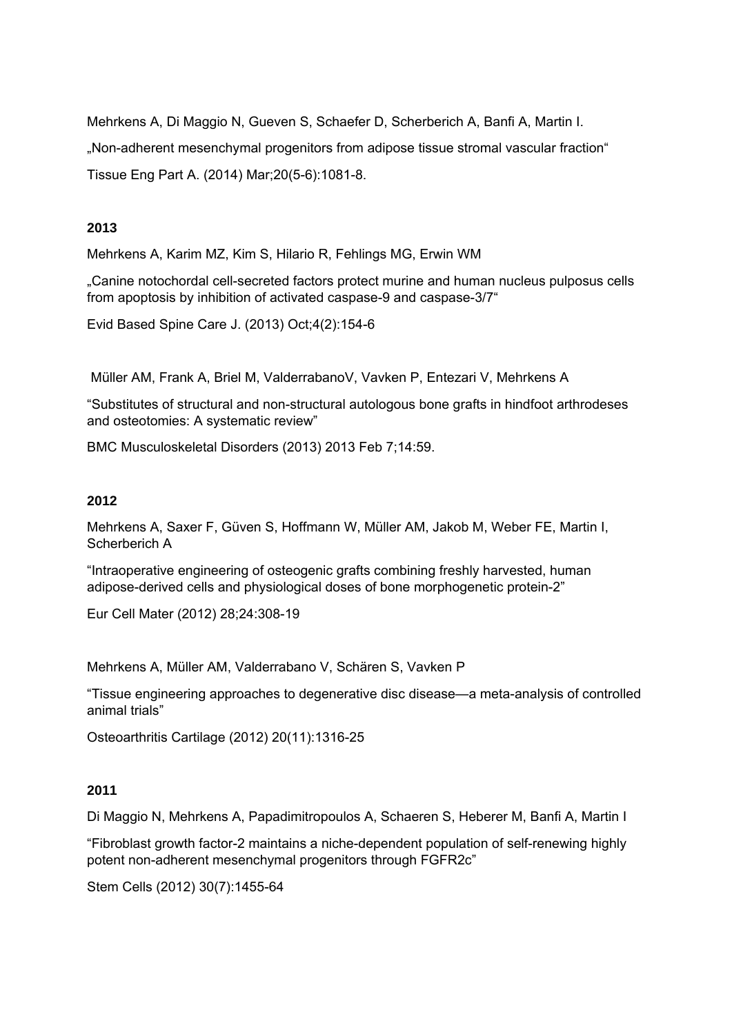Mehrkens A, Di Maggio N, Gueven S, Schaefer D, Scherberich A, Banfi A, Martin I.

„Non-adherent mesenchymal progenitors from adipose tissue stromal vascular fraction"

Tissue Eng Part A. (2014) Mar;20(5-6):1081-8.

**2013**

Mehrkens A, Karim MZ, Kim S, Hilario R, Fehlings MG, Erwin WM

„Canine notochordal cell-secreted factors protect murine and human nucleus pulposus cells from apoptosis by inhibition of activated caspase-9 and caspase-3/7"

Evid Based Spine Care J. (2013) Oct;4(2):154-6

Müller AM, Frank A, Briel M, ValderrabanoV, Vavken P, Entezari V, Mehrkens A

"Substitutes of structural and non-structural autologous bone grafts in hindfoot arthrodeses and osteotomies: A systematic review"

BMC Musculoskeletal Disorders (2013) 2013 Feb 7;14:59.

**2012**

Mehrkens A, Saxer F, Güven S, Hoffmann W, Müller AM, Jakob M, Weber FE, Martin I, Scherberich A

"Intraoperative engineering of osteogenic grafts combining freshly harvested, human adipose-derived cells and physiological doses of bone morphogenetic protein-2"

Eur Cell Mater (2012) 28;24:308-19

Mehrkens A, Müller AM, Valderrabano V, Schären S, Vavken P

"Tissue engineering approaches to degenerative disc disease—a meta-analysis of controlled animal trials"

Osteoarthritis Cartilage (2012) 20(11):1316-25

**2011**

Di Maggio N, Mehrkens A, Papadimitropoulos A, Schaeren S, Heberer M, Banfi A, Martin I

"Fibroblast growth factor-2 maintains a niche-dependent population of self-renewing highly potent non-adherent mesenchymal progenitors through FGFR2c"

Stem Cells (2012) 30(7):1455-64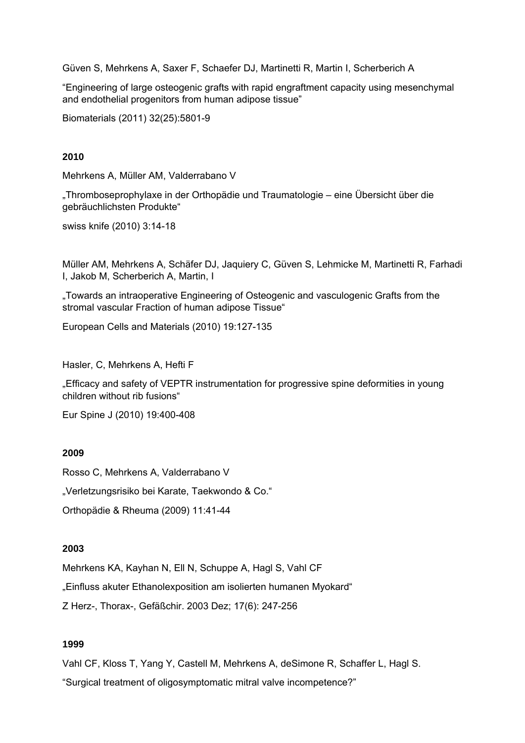Güven S, Mehrkens A, Saxer F, Schaefer DJ, Martinetti R, Martin I, Scherberich A

“Engineering of large osteogenic grafts with rapid engraftment capacity using mesenchymal and endothelial progenitors from human adipose tissue”

Biomaterials (2011) 32(25):5801-9

**2010**

Mehrkens A, Müller AM, Valderrabano V

„Thromboseprophylaxe in der Orthopädie und Traumatologie – eine Übersicht über die gebräuchlichsten Produkte“

swiss knife (2010) 3:14-18

Müller AM, Mehrkens A, Schäfer DJ, Jaquiery C, Güven S, Lehmicke M, Martinetti R, Farhadi I, Jakob M, Scherberich A, Martin, I

„Towards an intraoperative Engineering of Osteogenic and vasculogenic Grafts from the stromal vascular Fraction of human adipose Tissue“

European Cells and Materials (2010) 19:127-135

Hasler, C, Mehrkens A, Hefti F

„Efficacy and safety of VEPTR instrumentation for progressive spine deformities in young children without rib fusions“

Eur Spine J (2010) 19:400-408

**2009**

Rosso C, Mehrkens A, Valderrabano V

„Verletzungsrisiko bei Karate, Taekwondo & Co.“

Orthopädie & Rheuma (2009) 11:41-44

**2003**

Mehrkens KA, Kayhan N, Ell N, Schuppe A, Hagl S, Vahl CF

„Einfluss akuter Ethanolexposition am isolierten humanen Myokard“

Z Herz-, Thorax-, Gefäßchir. 2003 Dez; 17(6): 247-256

**1999**

Vahl CF, Kloss T, Yang Y, Castell M, Mehrkens A, deSimone R, Schaffer L, Hagl S.

“Surgical treatment of oligosymptomatic mitral valve incompetence?”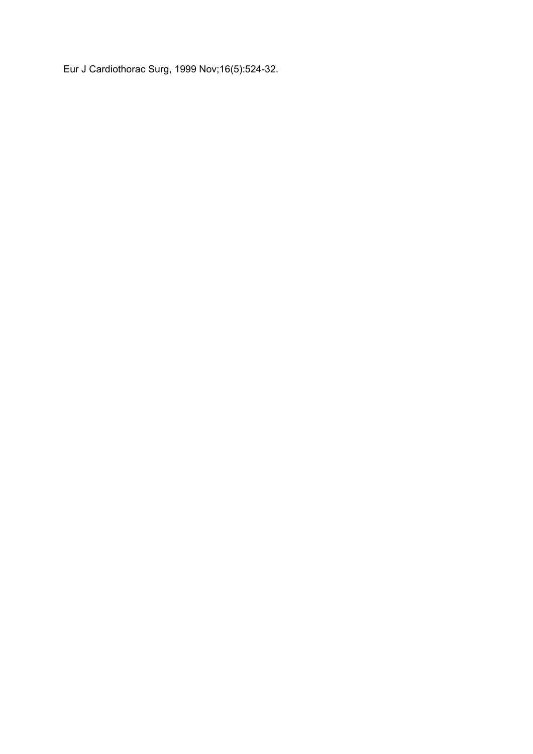Eur J Cardiothorac Surg, 1999 Nov;16(5):524-32.